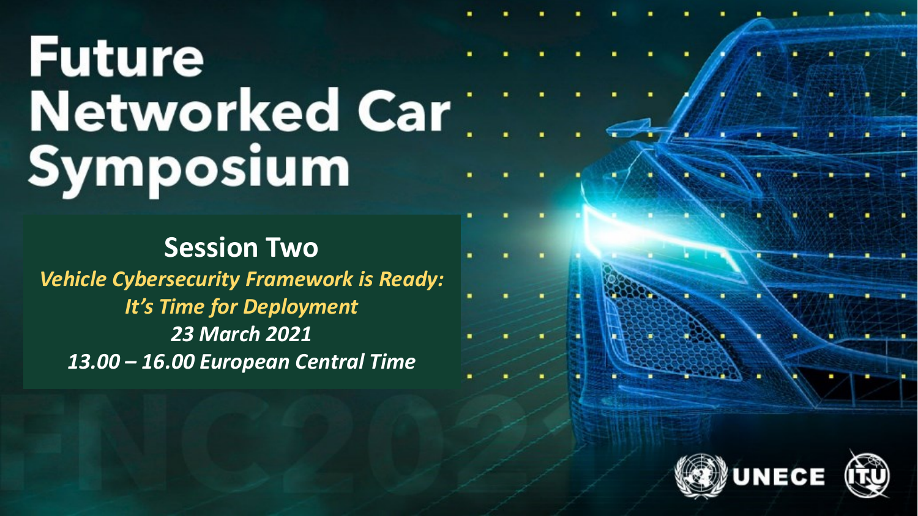# Future Networked Car Symposium

## Session Two

***Vehicle Cybersecurity Framework is Ready: It's Time for Deployment***

***23 March 2021***

***13.00 – 16.00 European Central Time***

UNECE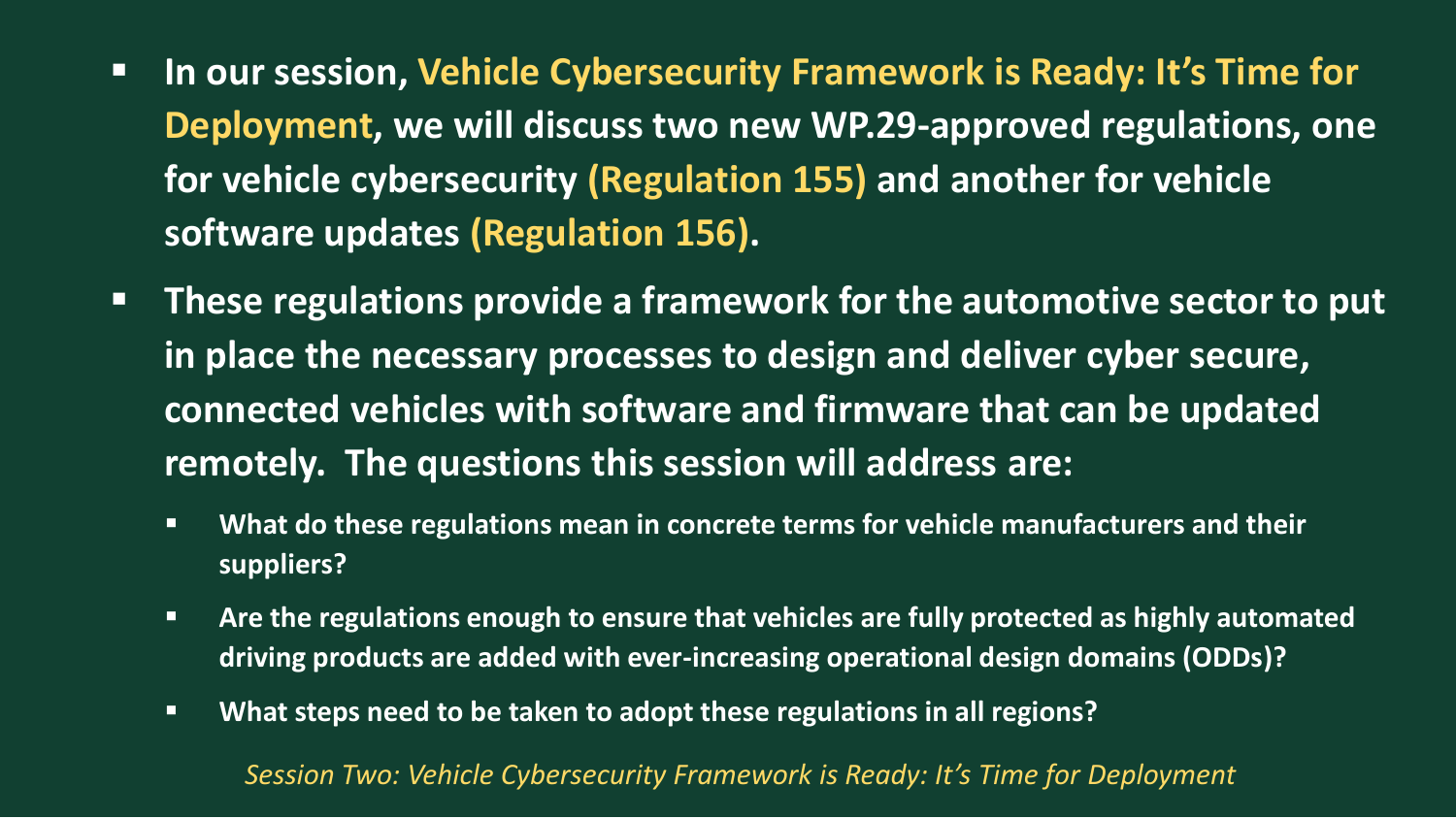- **In our session, Vehicle Cybersecurity Framework is Ready: It's Time for Deployment, we will discuss two new WP.29-approved regulations, one for vehicle cybersecurity (Regulation 155) and another for vehicle software updates (Regulation 156).**
- **These regulations provide a framework for the automotive sector to put in place the necessary processes to design and deliver cyber secure, connected vehicles with software and firmware that can be updated remotely. The questions this session will address are:**
  - **What do these regulations mean in concrete terms for vehicle manufacturers and their suppliers?**
  - **Are the regulations enough to ensure that vehicles are fully protected as highly automated driving products are added with ever-increasing operational design domains (ODDs)?**
  - **What steps need to be taken to adopt these regulations in all regions?**

*Session Two: Vehicle Cybersecurity Framework is Ready: It's Time for Deployment*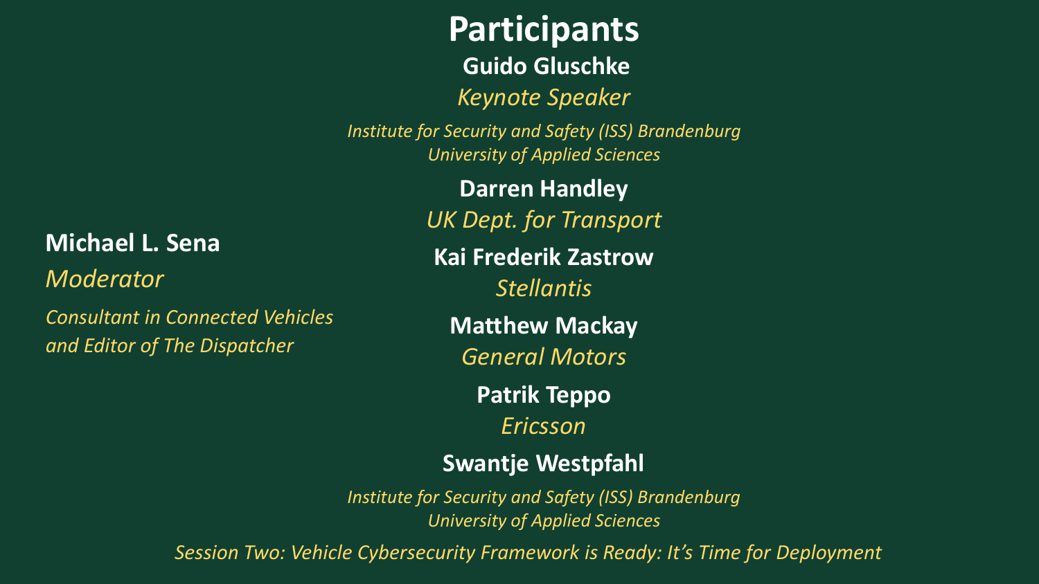# Participants

**Michael L. Sena**

*Moderator*

*Consultant in Connected Vehicles and Editor of The Dispatcher*

**Guido Gluschke**

*Keynote Speaker*

*Institute for Security and Safety (ISS) Brandenburg University of Applied Sciences*

**Darren Handley**

*UK Dept. for Transport*

**Kai Frederik Zastrow**

*Stellantis*

**Matthew Mackay**

*General Motors*

**Patrik Teppo**

*Ericsson*

**Swantje Westpfahl**

*Institute for Security and Safety (ISS) Brandenburg University of Applied Sciences*

*Session Two: Vehicle Cybersecurity Framework is Ready: It's Time for Deployment*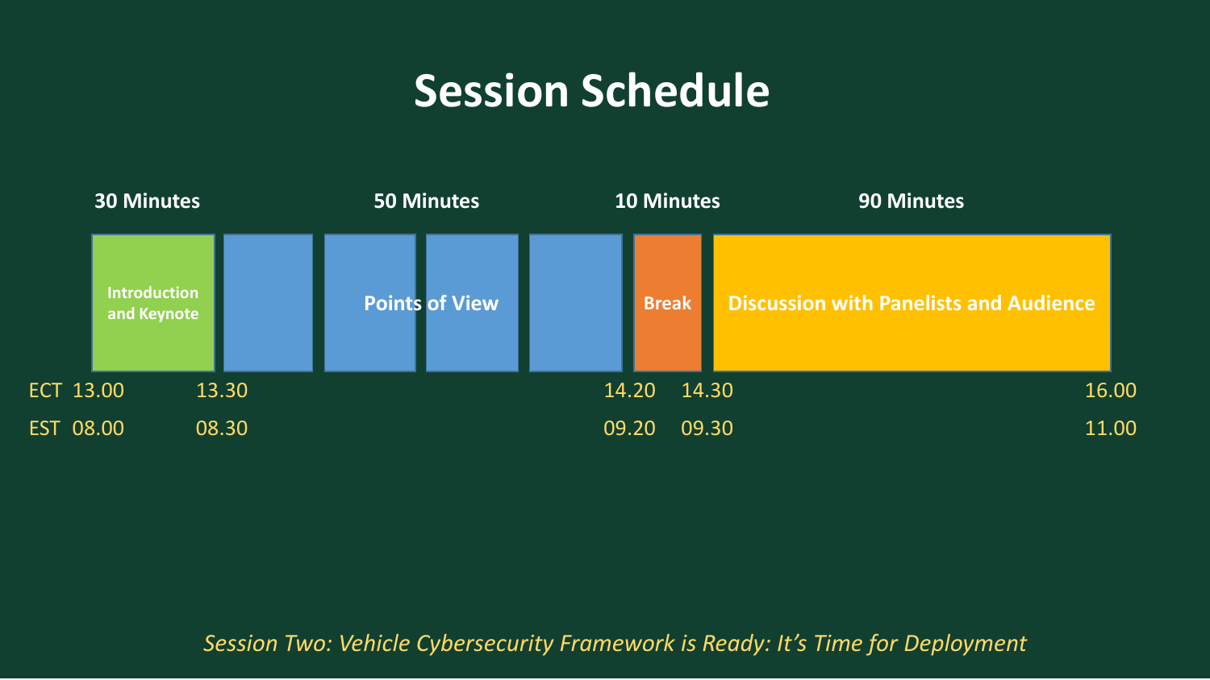# Session Schedule

30 Minutes

50 Minutes

10 Minutes

90 Minutes

Introduction and Keynote

Points of View

Break

Discussion with Panelists and Audience

ECT 13.00 13.30 14.20 14.30 16.00

EST 08.00 08.30 09.20 09.30 11.00

*Session Two: Vehicle Cybersecurity Framework is Ready: It's Time for Deployment*